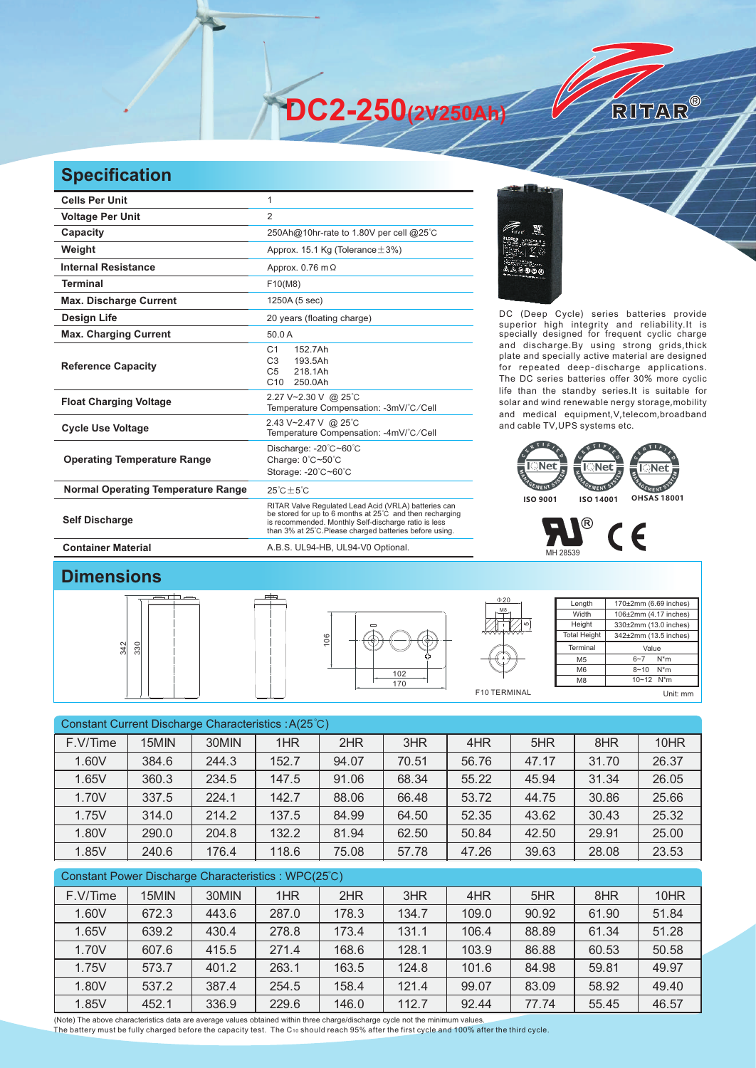# DC2-250(2V250Ah)

RITAR®

## Specification

| | |
|---|---|
| **Cells Per Unit** | 1 |
| **Voltage Per Unit** | 2 |
| **Capacity** | 250Ah@10hr-rate to 1.80V per cell @25℃ |
| **Weight** | Approx. 15.1 Kg (Tolerance±3%) |
| **Internal Resistance** | Approx. 0.76 mΩ |
| **Terminal** | F10(M8) |
| **Max. Discharge Current** | 1250A (5 sec) |
| **Design Life** | 20 years (floating charge) |
| **Max. Charging Current** | 50.0 A |
| **Reference Capacity** | C1 152.7Ah<br>C3 193.5Ah<br>C5 218.1Ah<br>C10 250.0Ah |
| **Float Charging Voltage** | 2.27 V~2.30 V @ 25℃<br>Temperature Compensation: -3mV/℃/Cell |
| **Cycle Use Voltage** | 2.43 V~2.47 V @ 25℃<br>Temperature Compensation: -4mV/℃/Cell |
| **Operating Temperature Range** | Discharge: -20℃~60℃<br>Charge: 0℃~50℃<br>Storage: -20℃~60℃ |
| **Normal Operating Temperature Range** | 25℃±5℃ |
| **Self Discharge** | RITAR Valve Regulated Lead Acid (VRLA) batteries can be stored for up to 6 months at 25℃ and then recharging is recommended. Monthly Self-discharge ratio is less than 3% at 25℃.Please charged batteries before using. |
| **Container Material** | A.B.S. UL94-HB, UL94-V0 Optional. |

DC (Deep Cycle) series batteries provide superior high integrity and reliability.It is specially designed for frequent cyclic charge and discharge.By using strong grids,thick plate and specially active material are designed for repeated deep-discharge applications. The DC series batteries offer 30% more cyclic life than the standby series.It is suitable for solar and wind renewable nergy storage,mobility and medical equipment,V,telecom,broadband and cable TV,UPS systems etc.

ISO 9001 ISO 14001 OHSAS 18001

MH 28539

## Dimensions

| Length | 170±2mm (6.69 inches) |
|---|---|
| Width | 106±2mm (4.17 inches) |
| Height | 330±2mm (13.0 inches) |
| Total Height | 342±2mm (13.5 inches) |

| Terminal | Value |
|---|---|
| M5 | 6~7 N*m |
| M6 | 8~10 N*m |
| M8 | 10~12 N*m |

F10 TERMINAL

Unit: mm

### Constant Current Discharge Characteristics : A(25℃)

| F.V/Time | 15MIN | 30MIN | 1HR | 2HR | 3HR | 4HR | 5HR | 8HR | 10HR |
|---|---|---|---|---|---|---|---|---|---|
| 1.60V | 384.6 | 244.3 | 152.7 | 94.07 | 70.51 | 56.76 | 47.17 | 31.70 | 26.37 |
| 1.65V | 360.3 | 234.5 | 147.5 | 91.06 | 68.34 | 55.22 | 45.94 | 31.34 | 26.05 |
| 1.70V | 337.5 | 224.1 | 142.7 | 88.06 | 66.48 | 53.72 | 44.75 | 30.86 | 25.66 |
| 1.75V | 314.0 | 214.2 | 137.5 | 84.99 | 64.50 | 52.35 | 43.62 | 30.43 | 25.32 |
| 1.80V | 290.0 | 204.8 | 132.2 | 81.94 | 62.50 | 50.84 | 42.50 | 29.91 | 25.00 |
| 1.85V | 240.6 | 176.4 | 118.6 | 75.08 | 57.78 | 47.26 | 39.63 | 28.08 | 23.53 |

### Constant Power Discharge Characteristics : WPC(25℃)

| F.V/Time | 15MIN | 30MIN | 1HR | 2HR | 3HR | 4HR | 5HR | 8HR | 10HR |
|---|---|---|---|---|---|---|---|---|---|
| 1.60V | 672.3 | 443.6 | 287.0 | 178.3 | 134.7 | 109.0 | 90.92 | 61.90 | 51.84 |
| 1.65V | 639.2 | 430.4 | 278.8 | 173.4 | 131.1 | 106.4 | 88.89 | 61.34 | 51.28 |
| 1.70V | 607.6 | 415.5 | 271.4 | 168.6 | 128.1 | 103.9 | 86.88 | 60.53 | 50.58 |
| 1.75V | 573.7 | 401.2 | 263.1 | 163.5 | 124.8 | 101.6 | 84.98 | 59.81 | 49.97 |
| 1.80V | 537.2 | 387.4 | 254.5 | 158.4 | 121.4 | 99.07 | 83.09 | 58.92 | 49.40 |
| 1.85V | 452.1 | 336.9 | 229.6 | 146.0 | 112.7 | 92.44 | 77.74 | 55.45 | 46.57 |

(Note) The above characteristics data are average values obtained within three charge/discharge cycle not the minimum values.
The battery must be fully charged before the capacity test. The $C_{10}$ should reach 95% after the first cycle and 100% after the third cycle.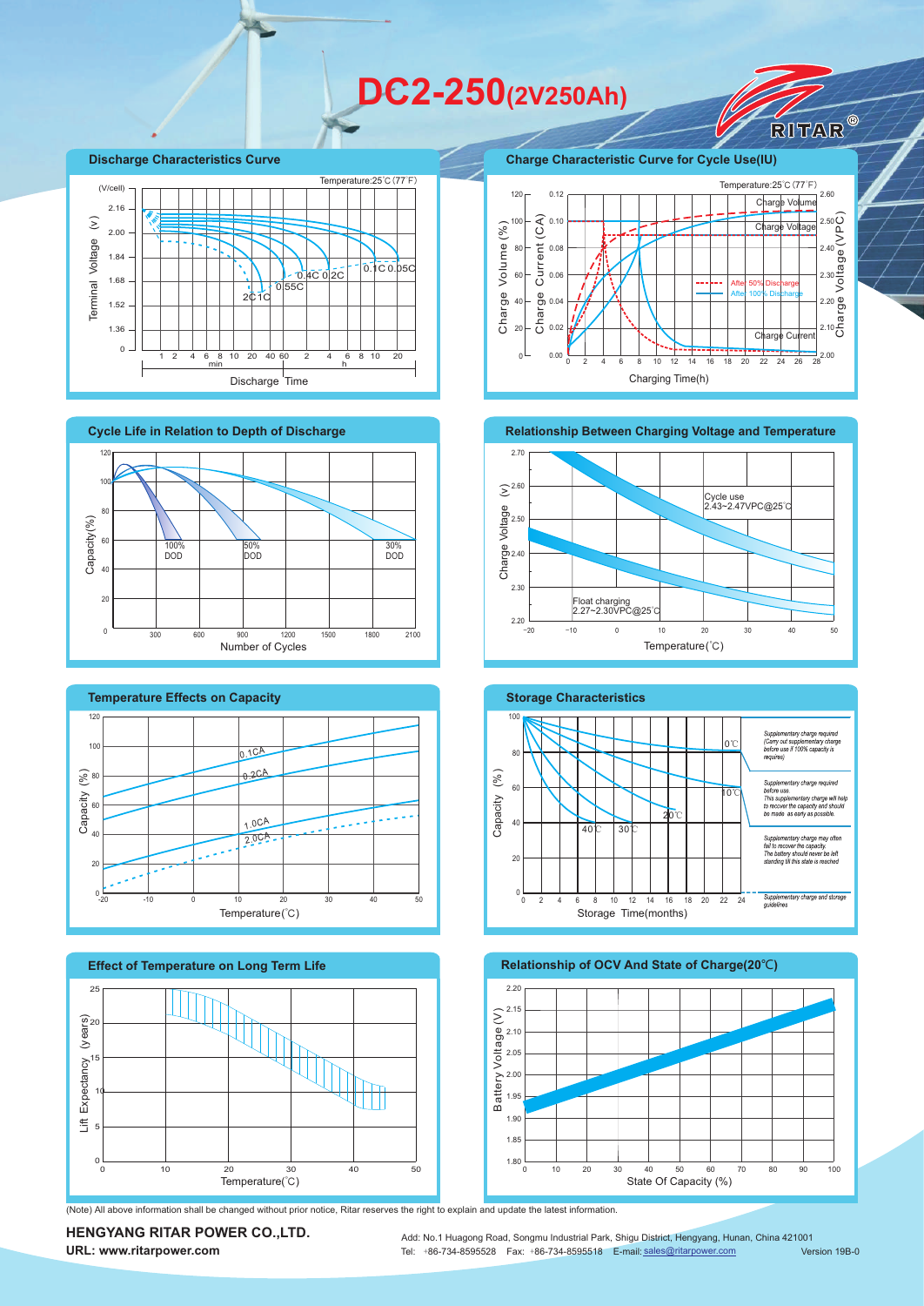# DC2-250(2V250Ah)

RITAR®

## Discharge Characteristics Curve

Temperature:25°C (77°F)

(V/cell)

Terminal Voltage (v)

2.16
2.00
1.84
1.68
1.52
1.36
0

1 2 4 6 8 10 20 40 60 2 4 6 8 10 20

min h

Discharge Time

2C 1C 0.55C 0.4C 0.2C 0.1C 0.05C

## Charge Characteristic Curve for Cycle Use(IU)

Temperature:25°C (77°F)

Charge Volume (%)

Charge Current (CA)

Charge Voltage (VPC)

120 100 80 60 40 20 0

0.12 0.10 0.08 0.06 0.04 0.02 0.00

2.60 2.50 2.40 2.30 2.20 2.10 2.00

0 2 4 6 8 10 12 14 16 18 20 22 24 26 28

Charging Time(h)

Charge Volume

Charge Voltage

Charge Current

After 50% Discharge

After 100% Discharge

## Cycle Life in Relation to Depth of Discharge

Capacity(%)

120 100 80 60 40 20 0

300 600 900 1200 1500 1800 2100

Number of Cycles

100% DOD

50% DOD

30% DOD

## Relationship Between Charging Voltage and Temperature

Charge Voltage (v)

2.70 2.60 2.50 2.40 2.30 2.20

−20 −10 0 10 20 30 40 50

Temperature(°C)

Cycle use
2.43~2.47VPC@25°C

Float charging
2.27~2.30VPC@25°C

## Temperature Effects on Capacity

Capacity (%)

120 100 80 60 40 20 0

-20 -10 0 10 20 30 40 50

Temperature(°C)

0.1CA

0.2CA

1.0CA

2.0CA

## Storage Characteristics

Capacity (%)

100 80 60 40 20 0

0 2 4 6 8 10 12 14 16 18 20 22 24

Storage Time(months)

0°C 10°C 20°C 30°C 40°C

Supplementary charge required (Carry out supplementary charge before use if 100% capacity is requires)

Supplementary charge required before use. This supplementary charge will help to recover the capacity and should be made as early as possible.

Supplementary charge may often fail to recover the capacity. The battery should never be left standing till this state is reached

Supplementary charge and storage guidelines

## Effect of Temperature on Long Term Life

Lift Expectancy (years)

25 20 15 10 5 0

0 10 20 30 40 50

Temperature(°C)

## Relationship of OCV And State of Charge(20℃)

Battery Voltage (V)

2.20 2.15 2.10 2.05 2.00 1.95 1.90 1.85 1.80

0 10 20 30 40 50 60 70 80 90 100

State Of Capacity (%)

(Note) All above information shall be changed without prior notice, Ritar reserves the right to explain and update the latest information.

**HENGYANG RITAR POWER CO.,LTD.**

**URL: www.ritarpower.com**

Add: No.1 Huagong Road, Songmu Industrial Park, Shigu District, Hengyang, Hunan, China 421001

Tel: +86-734-8595528 Fax: +86-734-8595518 E-mail: sales@ritarpower.com

Version 19B-0